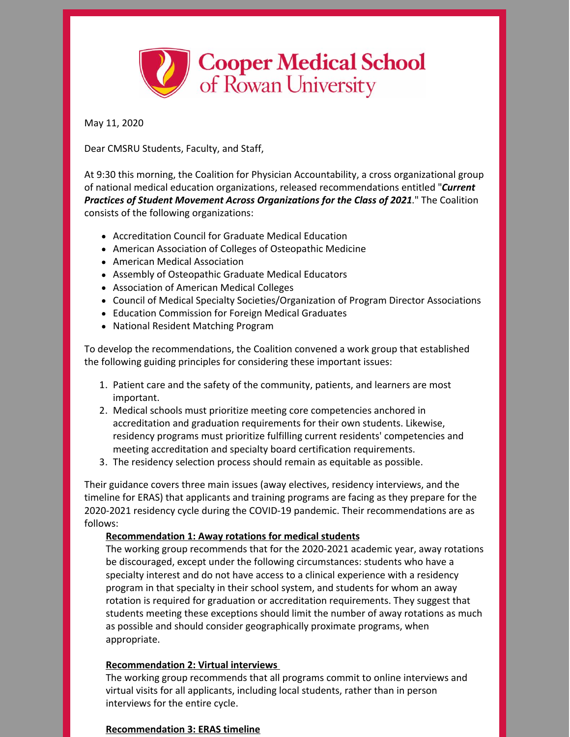# Cooper Medical School of Rowan University

May 11, 2020

Dear CMSRU Students, Faculty, and Staff,

At 9:30 this morning, the Coalition for Physician Accountability, a cross organizational group of national medical education organizations, released recommendations entitled "***Current Practices of Student Movement Across Organizations for the Class of 2021***." The Coalition consists of the following organizations:

- Accreditation Council for Graduate Medical Education
- American Association of Colleges of Osteopathic Medicine
- American Medical Association
- Assembly of Osteopathic Graduate Medical Educators
- Association of American Medical Colleges
- Council of Medical Specialty Societies/Organization of Program Director Associations
- Education Commission for Foreign Medical Graduates
- National Resident Matching Program

To develop the recommendations, the Coalition convened a work group that established the following guiding principles for considering these important issues:

1. Patient care and the safety of the community, patients, and learners are most important.
2. Medical schools must prioritize meeting core competencies anchored in accreditation and graduation requirements for their own students. Likewise, residency programs must prioritize fulfilling current residents' competencies and meeting accreditation and specialty board certification requirements.
3. The residency selection process should remain as equitable as possible.

Their guidance covers three main issues (away electives, residency interviews, and the timeline for ERAS) that applicants and training programs are facing as they prepare for the 2020-2021 residency cycle during the COVID-19 pandemic. Their recommendations are as follows:

**Recommendation 1: Away rotations for medical students**
The working group recommends that for the 2020-2021 academic year, away rotations be discouraged, except under the following circumstances: students who have a specialty interest and do not have access to a clinical experience with a residency program in that specialty in their school system, and students for whom an away rotation is required for graduation or accreditation requirements. They suggest that students meeting these exceptions should limit the number of away rotations as much as possible and should consider geographically proximate programs, when appropriate.

**Recommendation 2: Virtual interviews**
The working group recommends that all programs commit to online interviews and virtual visits for all applicants, including local students, rather than in person interviews for the entire cycle.

**Recommendation 3: ERAS timeline**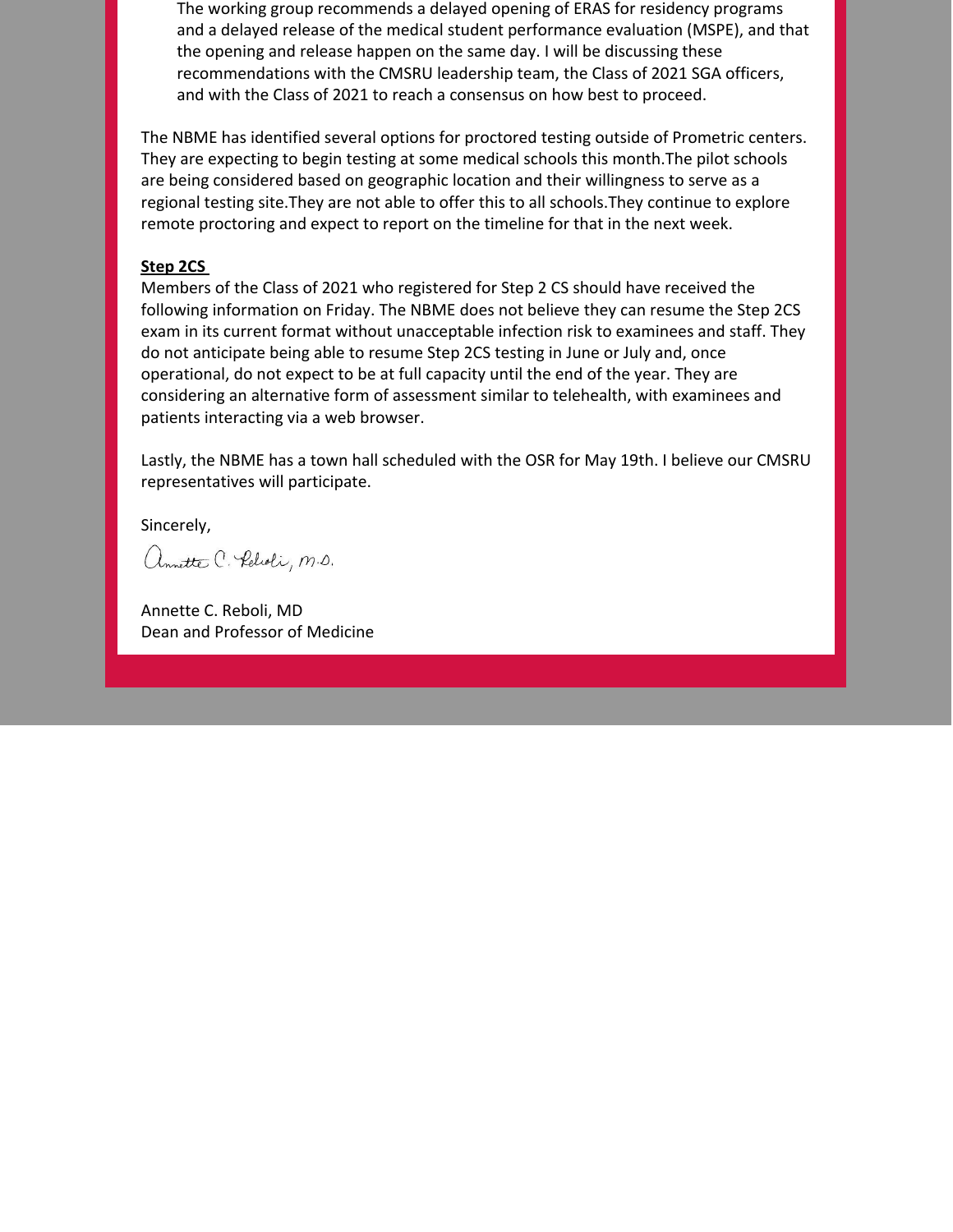The working group recommends a delayed opening of ERAS for residency programs and a delayed release of the medical student performance evaluation (MSPE), and that the opening and release happen on the same day. I will be discussing these recommendations with the CMSRU leadership team, the Class of 2021 SGA officers, and with the Class of 2021 to reach a consensus on how best to proceed.

The NBME has identified several options for proctored testing outside of Prometric centers. They are expecting to begin testing at some medical schools this month.The pilot schools are being considered based on geographic location and their willingness to serve as a regional testing site.They are not able to offer this to all schools.They continue to explore remote proctoring and expect to report on the timeline for that in the next week.

**Step 2CS**

Members of the Class of 2021 who registered for Step 2 CS should have received the following information on Friday. The NBME does not believe they can resume the Step 2CS exam in its current format without unacceptable infection risk to examinees and staff. They do not anticipate being able to resume Step 2CS testing in June or July and, once operational, do not expect to be at full capacity until the end of the year. They are considering an alternative form of assessment similar to telehealth, with examinees and patients interacting via a web browser.

Lastly, the NBME has a town hall scheduled with the OSR for May 19th. I believe our CMSRU representatives will participate.

Sincerely,

Annette C. Reboli, M.D.

Annette C. Reboli, MD
Dean and Professor of Medicine